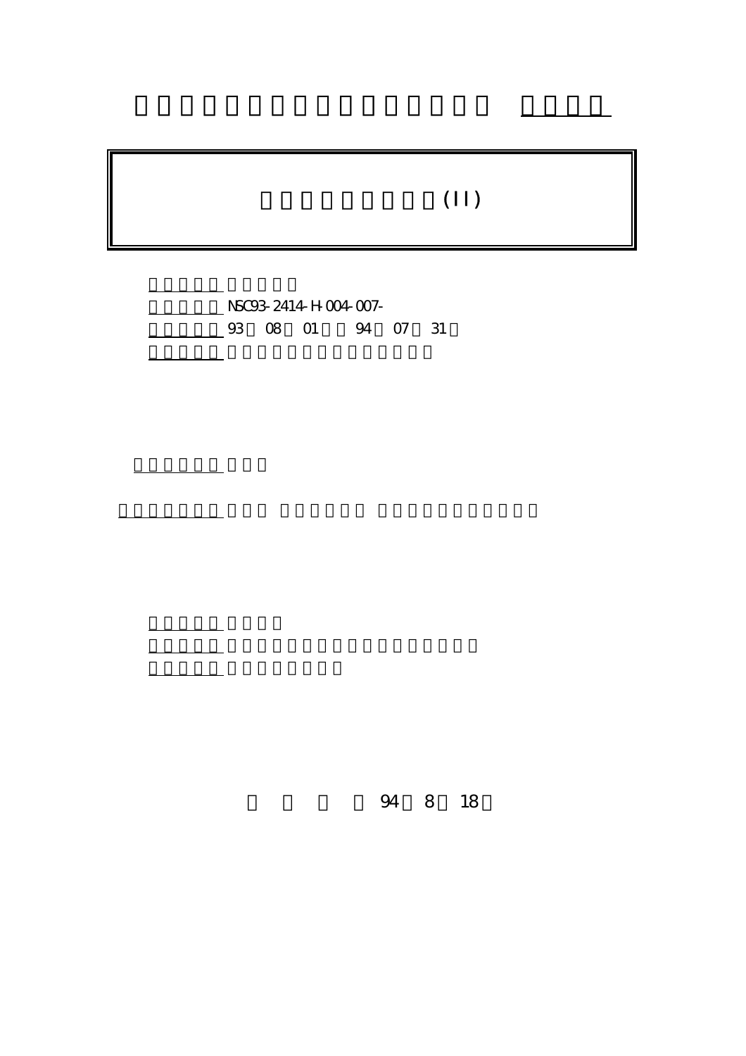(II)

NSC93-2414-H-004-007-

93 08 01 94 07 31

94 8 18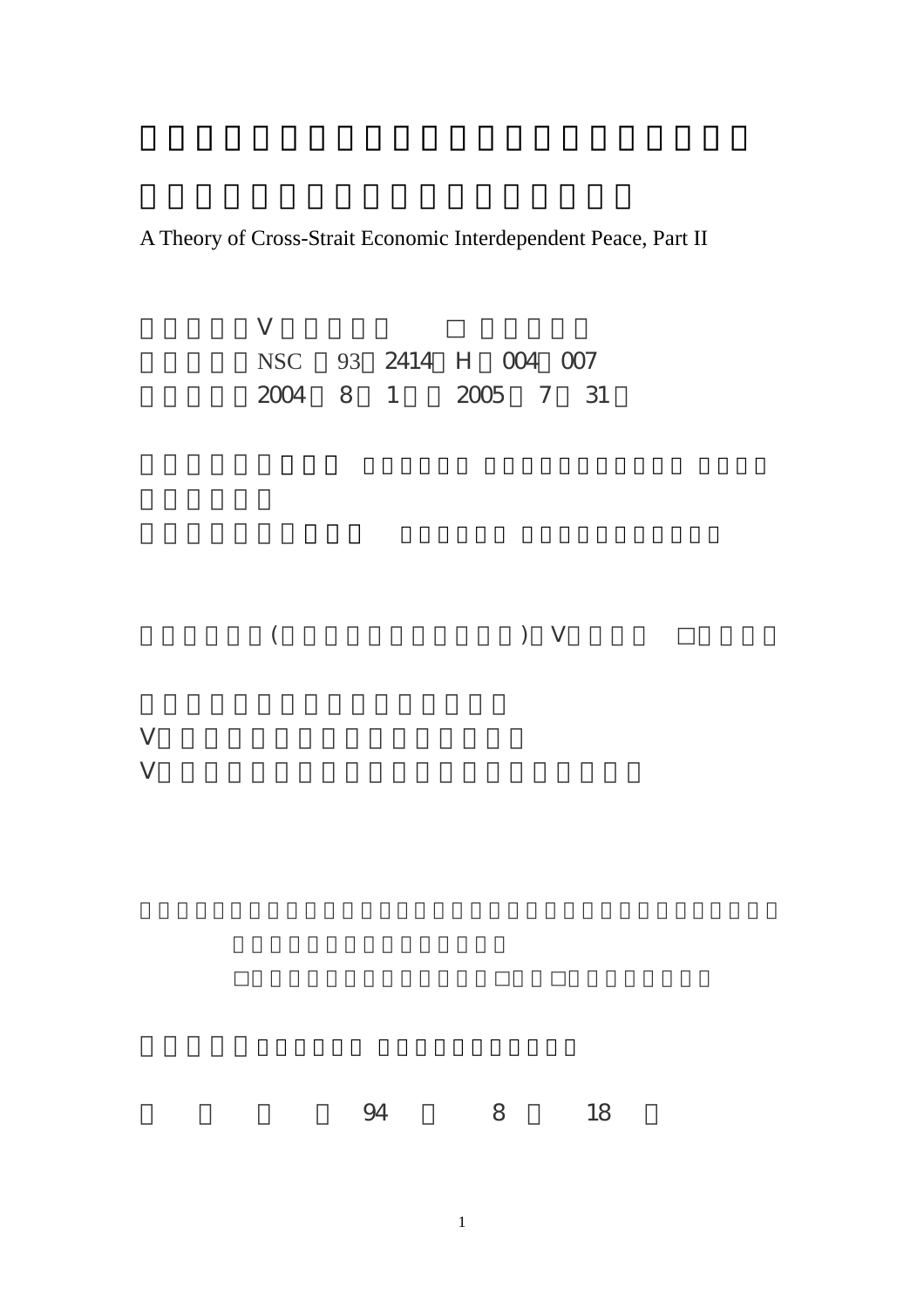A Theory of Cross-Strait Economic Interdependent Peace, Part II

V □

NSC 93 2414 H 004 007

2004 8 1 2005 7 31

( ) V □

V

V

□ □ □

94 8 18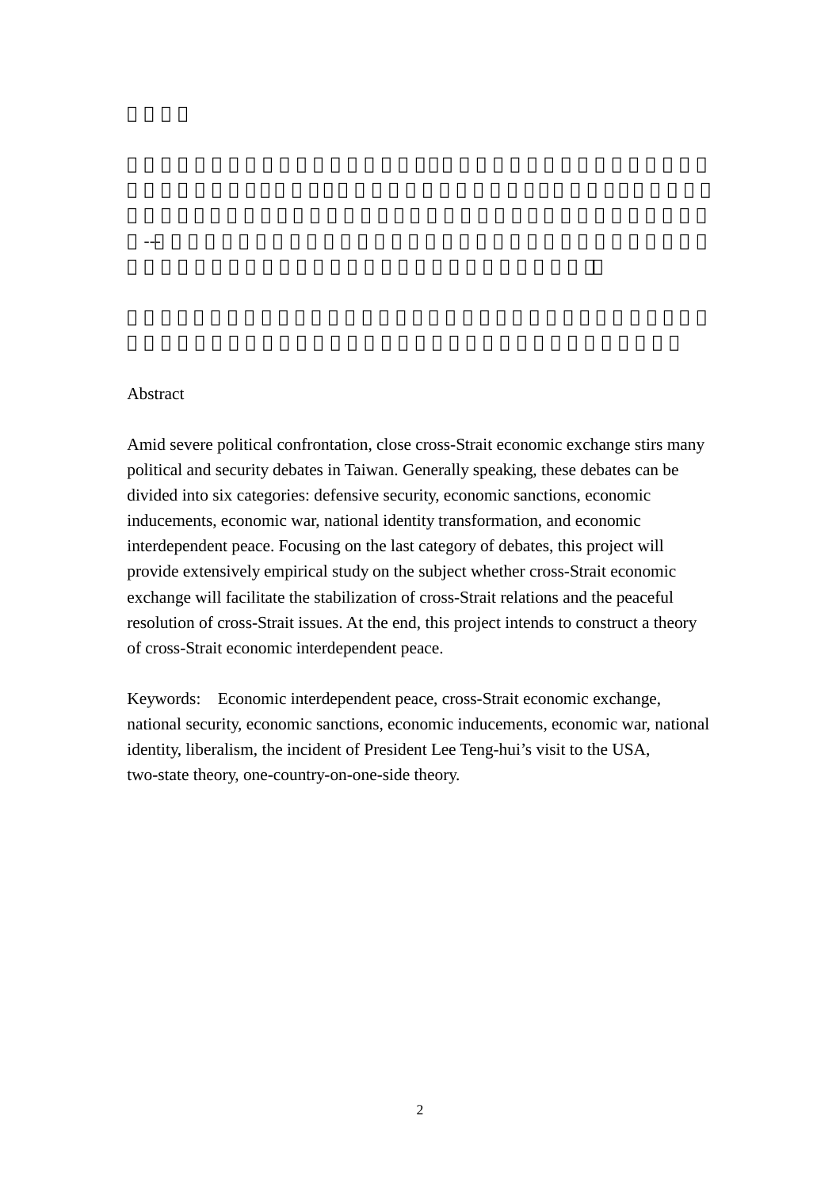Abstract

Amid severe political confrontation, close cross-Strait economic exchange stirs many political and security debates in Taiwan. Generally speaking, these debates can be divided into six categories: defensive security, economic sanctions, economic inducements, economic war, national identity transformation, and economic interdependent peace. Focusing on the last category of debates, this project will provide extensively empirical study on the subject whether cross-Strait economic exchange will facilitate the stabilization of cross-Strait relations and the peaceful resolution of cross-Strait issues. At the end, this project intends to construct a theory of cross-Strait economic interdependent peace.

Keywords: Economic interdependent peace, cross-Strait economic exchange, national security, economic sanctions, economic inducements, economic war, national identity, liberalism, the incident of President Lee Teng-hui's visit to the USA, two-state theory, one-country-on-one-side theory.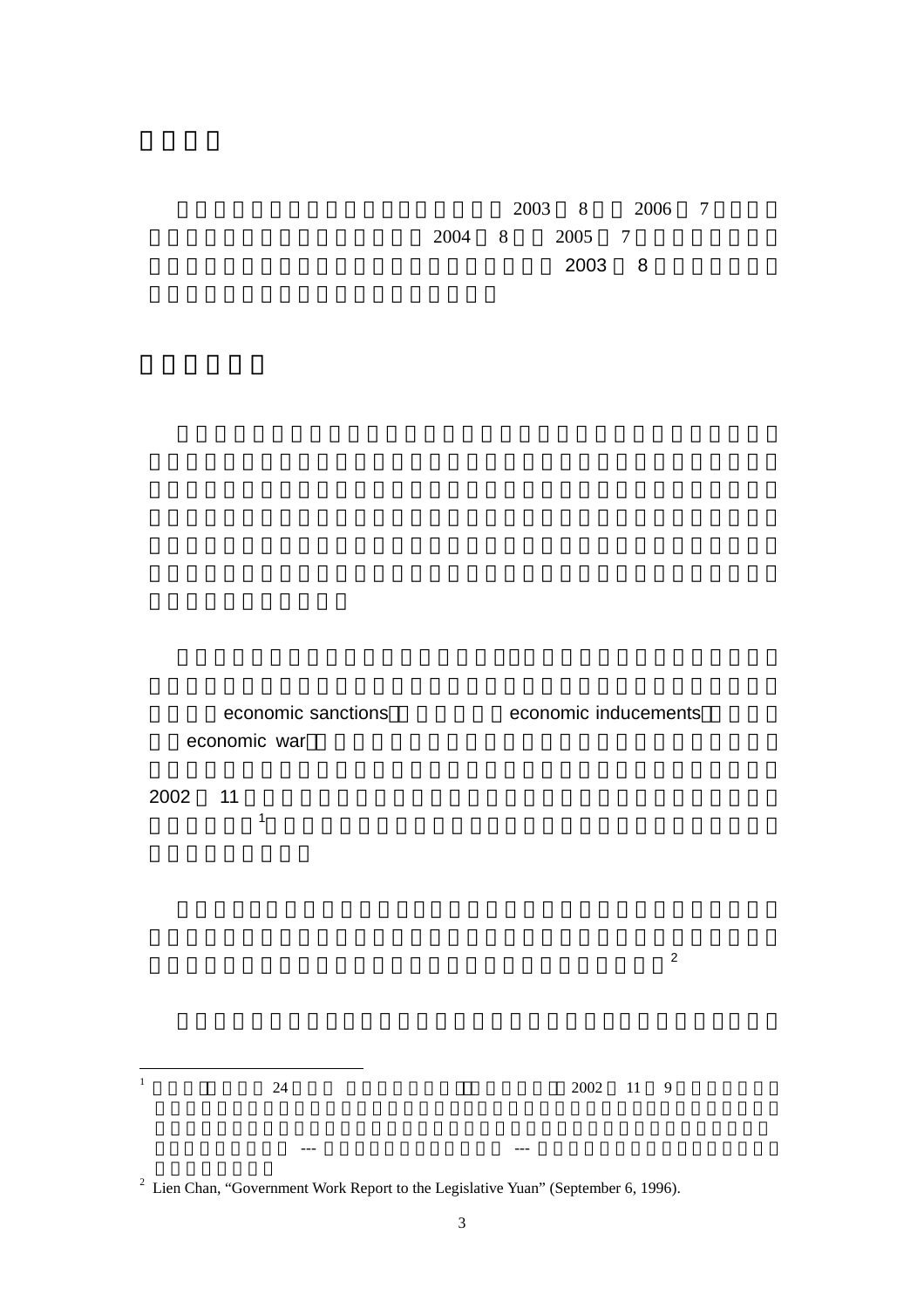2003 8 2006 7

2004 8 2005 7

2003 8

economic sanctions economic inducements

economic war

2002 11

[1]

[2]

---

[1] 24 2002 11 9 --- ---

[2] Lien Chan, "Government Work Report to the Legislative Yuan" (September 6, 1996).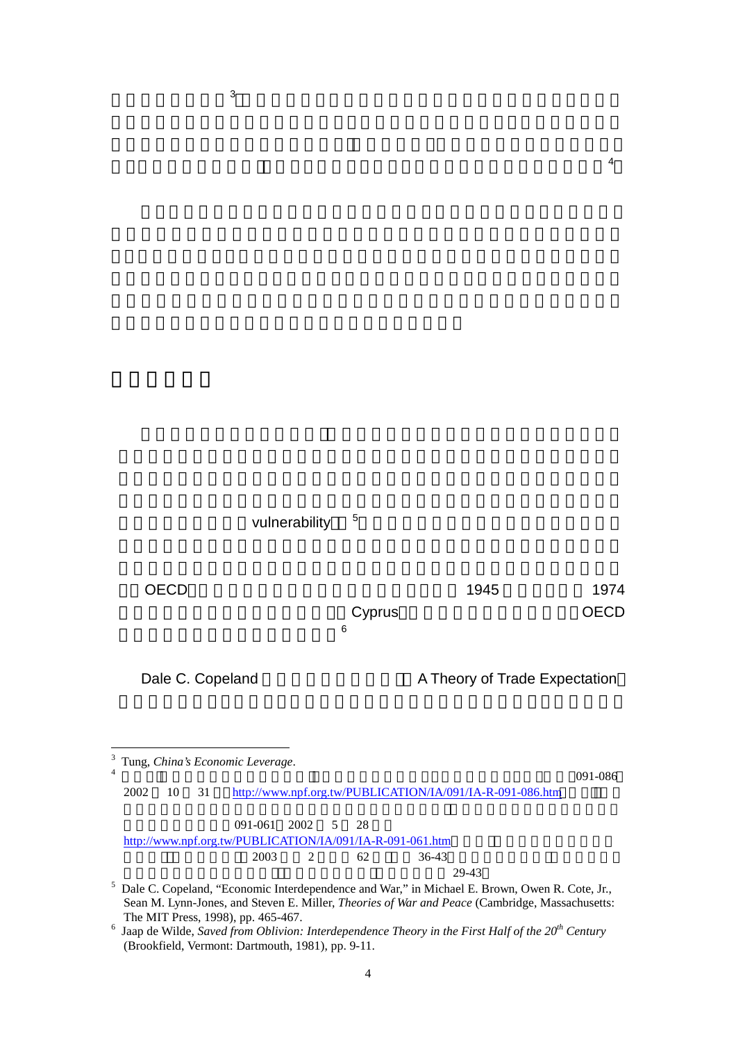[3]

[4]

vulnerability [5]

OECD 1945 1974

Cyprus OECD

[6]

Dale C. Copeland A Theory of Trade Expectation

---

[3] Tung, *China's Economic Leverage*.

[4] 091-086 2002 10 31 http://www.npf.org.tw/PUBLICATION/IA/091/IA-R-091-086.htm 091-061 2002 5 28 http://www.npf.org.tw/PUBLICATION/IA/091/IA-R-091-061.htm 2003 2 62 36-43 29-43

[5] Dale C. Copeland, "Economic Interdependence and War," in Michael E. Brown, Owen R. Cote, Jr., Sean M. Lynn-Jones, and Steven E. Miller, *Theories of War and Peace* (Cambridge, Massachusetts: The MIT Press, 1998), pp. 465-467.

[6] Jaap de Wilde, *Saved from Oblivion: Interdependence Theory in the First Half of the 20th Century* (Brookfield, Vermont: Dartmouth, 1981), pp. 9-11.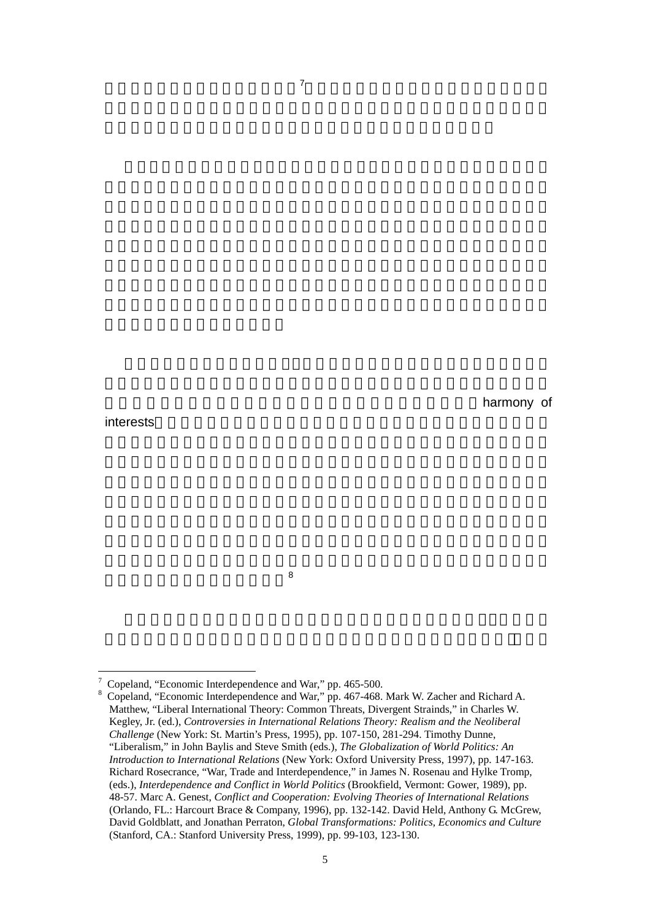[7]

harmony of interests

[8]

---

[7] Copeland, "Economic Interdependence and War," pp. 465-500.

[8] Copeland, "Economic Interdependence and War," pp. 467-468. Mark W. Zacher and Richard A. Matthew, "Liberal International Theory: Common Threats, Divergent Straínds," in Charles W. Kegley, Jr. (ed.), *Controversies in International Relations Theory: Realism and the Neoliberal Challenge* (New York: St. Martin's Press, 1995), pp. 107-150, 281-294. Timothy Dunne, "Liberalism," in John Baylis and Steve Smith (eds.), *The Globalization of World Politics: An Introduction to International Relations* (New York: Oxford University Press, 1997), pp. 147-163. Richard Rosecrance, "War, Trade and Interdependence," in James N. Rosenau and Hylke Tromp, (eds.), *Interdependence and Conflict in World Politics* (Brookfield, Vermont: Gower, 1989), pp. 48-57. Marc A. Genest, *Conflict and Cooperation: Evolving Theories of International Relations* (Orlando, FL.: Harcourt Brace & Company, 1996), pp. 132-142. David Held, Anthony G. McGrew, David Goldblatt, and Jonathan Perraton, *Global Transformations: Politics, Economics and Culture* (Stanford, CA.: Stanford University Press, 1999), pp. 99-103, 123-130.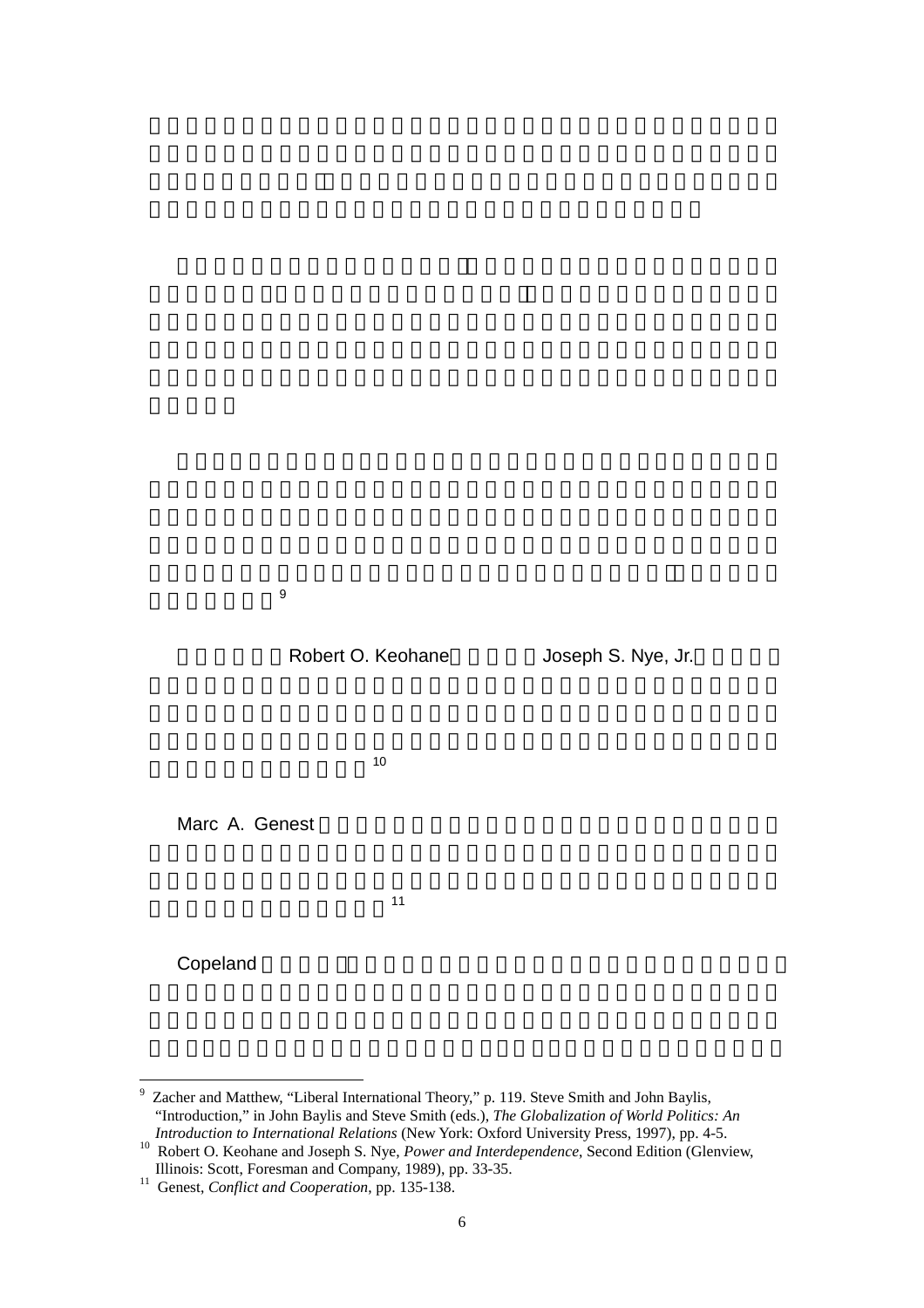[9]

Robert O. Keohane Joseph S. Nye, Jr.

[10]

Marc A. Genest

[11]

Copeland

---

[9] Zacher and Matthew, “Liberal International Theory,” p. 119. Steve Smith and John Baylis, “Introduction,” in John Baylis and Steve Smith (eds.), *The Globalization of World Politics: An Introduction to International Relations* (New York: Oxford University Press, 1997), pp. 4-5.

[10] Robert O. Keohane and Joseph S. Nye, *Power and Interdependence*, Second Edition (Glenview, Illinois: Scott, Foresman and Company, 1989), pp. 33-35.

[11] Genest, *Conflict and Cooperation*, pp. 135-138.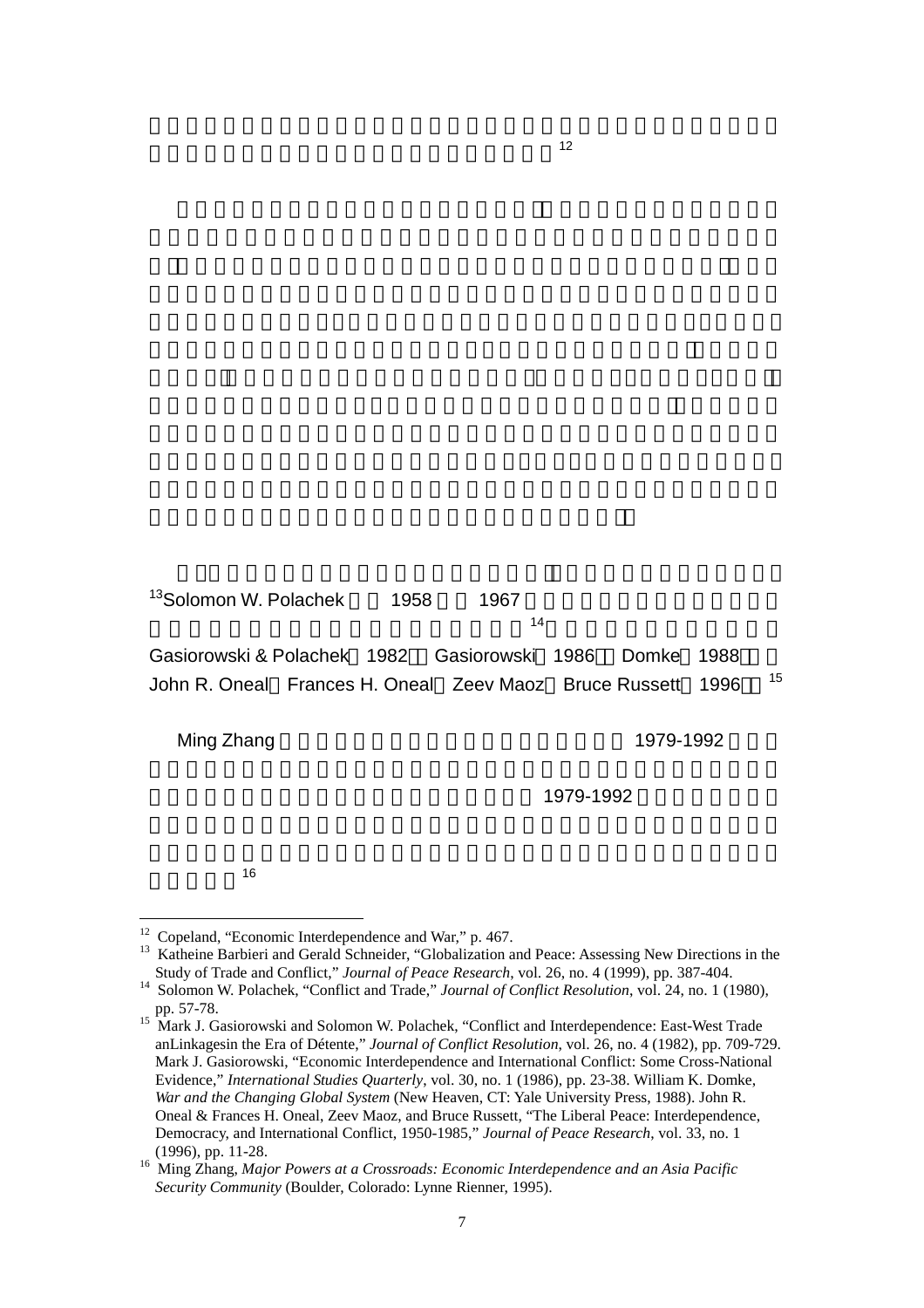[12]

[13]Solomon W. Polachek 1958 1967 [14]

Gasiorowski & Polachek 1982 Gasiorowski 1986 Domke 1988 John R. Oneal Frances H. Oneal Zeev Maoz Bruce Russett 1996 [15]

Ming Zhang 1979-1992 1979-1992 [16]

---

[12] Copeland, “Economic Interdependence and War,” p. 467.

[13] Katheine Barbieri and Gerald Schneider, “Globalization and Peace: Assessing New Directions in the Study of Trade and Conflict,” *Journal of Peace Research*, vol. 26, no. 4 (1999), pp. 387-404.

[14] Solomon W. Polachek, “Conflict and Trade,” *Journal of Conflict Resolution*, vol. 24, no. 1 (1980), pp. 57-78.

[15] Mark J. Gasiorowski and Solomon W. Polachek, “Conflict and Interdependence: East-West Trade anLinkagesin the Era of Détente,” *Journal of Conflict Resolution*, vol. 26, no. 4 (1982), pp. 709-729. Mark J. Gasiorowski, “Economic Interdependence and International Conflict: Some Cross-National Evidence,” *International Studies Quarterly*, vol. 30, no. 1 (1986), pp. 23-38. William K. Domke, *War and the Changing Global System* (New Heaven, CT: Yale University Press, 1988). John R. Oneal & Frances H. Oneal, Zeev Maoz, and Bruce Russett, “The Liberal Peace: Interdependence, Democracy, and International Conflict, 1950-1985,” *Journal of Peace Research*, vol. 33, no. 1 (1996), pp. 11-28.

[16] Ming Zhang, *Major Powers at a Crossroads: Economic Interdependence and an Asia Pacific Security Community* (Boulder, Colorado: Lynne Rienner, 1995).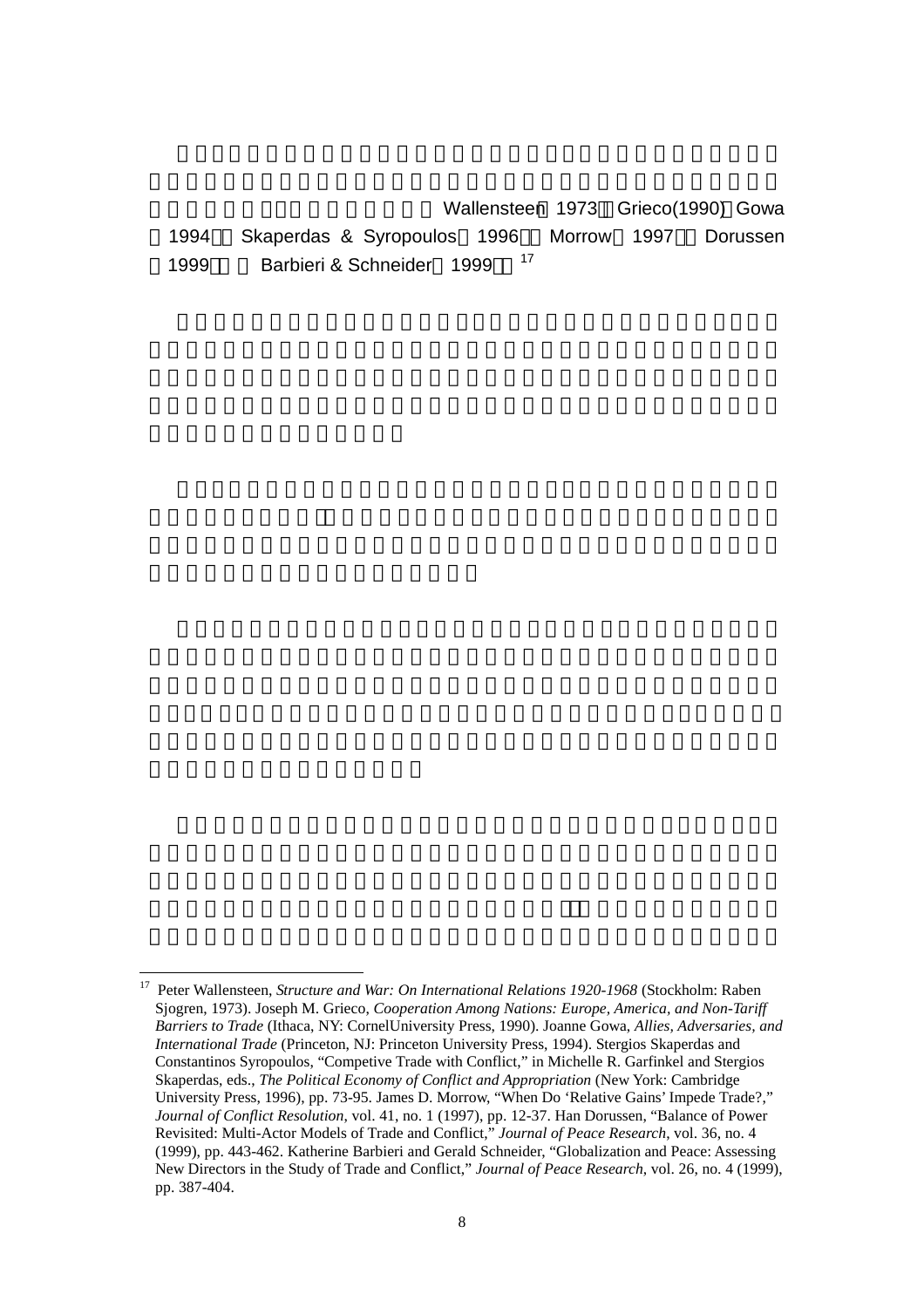Wallensteen 1973 Grieco(1990) Gowa 1994 Skaperdas & Syropoulos 1996 Morrow 1997 Dorussen 1999 Barbieri & Schneider 1999 [17]

---

[17] Peter Wallensteen, *Structure and War: On International Relations 1920-1968* (Stockholm: Raben Sjogren, 1973). Joseph M. Grieco, *Cooperation Among Nations: Europe, America, and Non-Tariff Barriers to Trade* (Ithaca, NY: CornelUniversity Press, 1990). Joanne Gowa, *Allies, Adversaries, and International Trade* (Princeton, NJ: Princeton University Press, 1994). Stergios Skaperdas and Constantinos Syropoulos, "Competive Trade with Conflict," in Michelle R. Garfinkel and Stergios Skaperdas, eds., *The Political Economy of Conflict and Appropriation* (New York: Cambridge University Press, 1996), pp. 73-95. James D. Morrow, "When Do 'Relative Gains' Impede Trade?," *Journal of Conflict Resolution*, vol. 41, no. 1 (1997), pp. 12-37. Han Dorussen, "Balance of Power Revisited: Multi-Actor Models of Trade and Conflict," *Journal of Peace Research*, vol. 36, no. 4 (1999), pp. 443-462. Katherine Barbieri and Gerald Schneider, "Globalization and Peace: Assessing New Directors in the Study of Trade and Conflict," *Journal of Peace Research*, vol. 26, no. 4 (1999), pp. 387-404.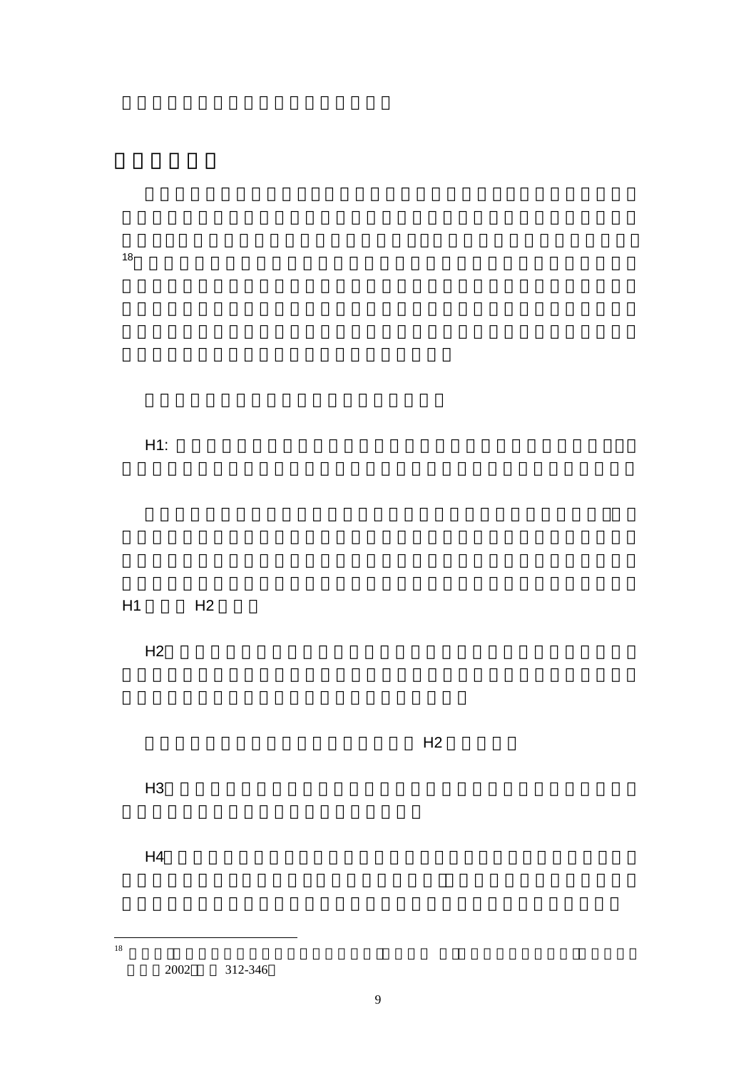H1:

H1 H2

H2

H2

H3

H4

[18] 2002 312-346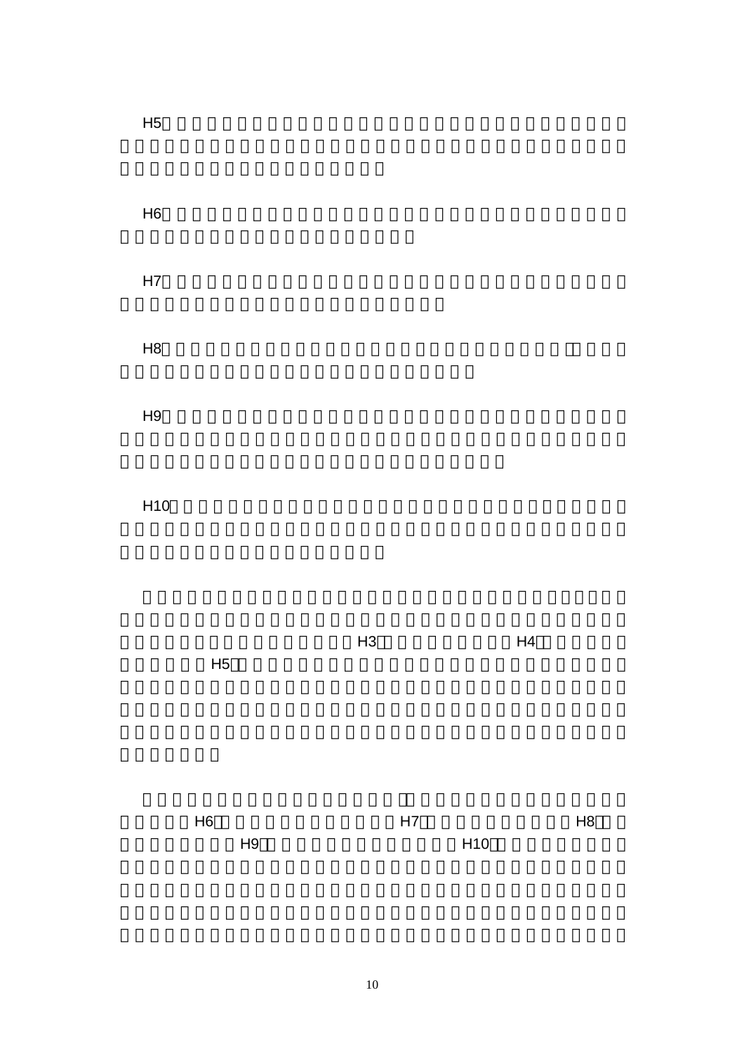H5

H6

H7

H8

H9

H10

H3 H4 H5

H6 H7 H8 H9 H10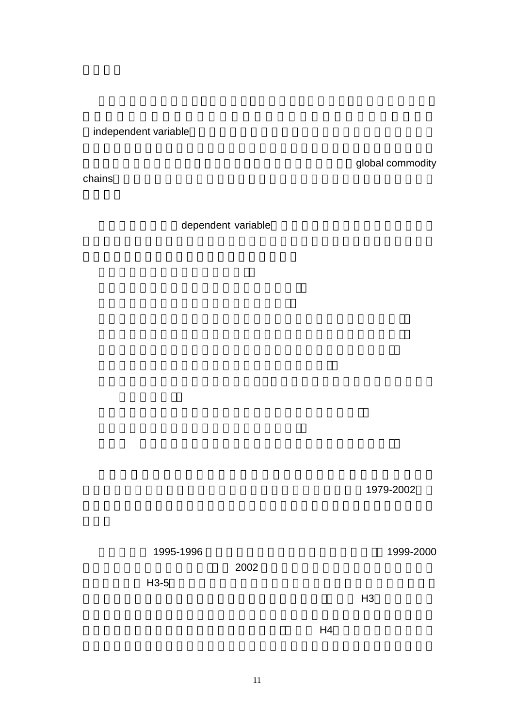independent variable

global commodity chains

dependent variable

1979-2002

1995-1996 1999-2000 2002

H3-5

H3

H4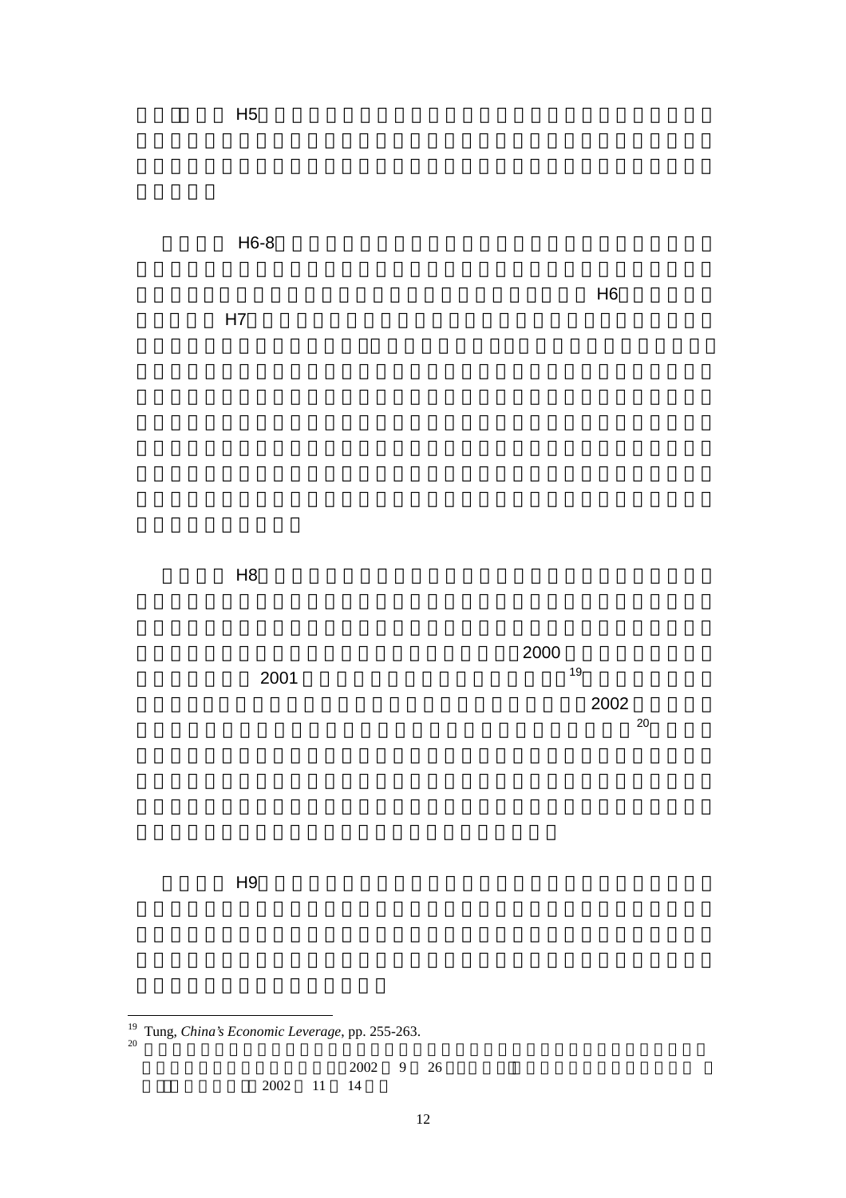H5

H6-8

H6

H7

H8

2000

2001 [19]

2002

[20]

H9

---

[19] Tung, *China's Economic Leverage*, pp. 255-263.

[20] 2002 9 26 2002 11 14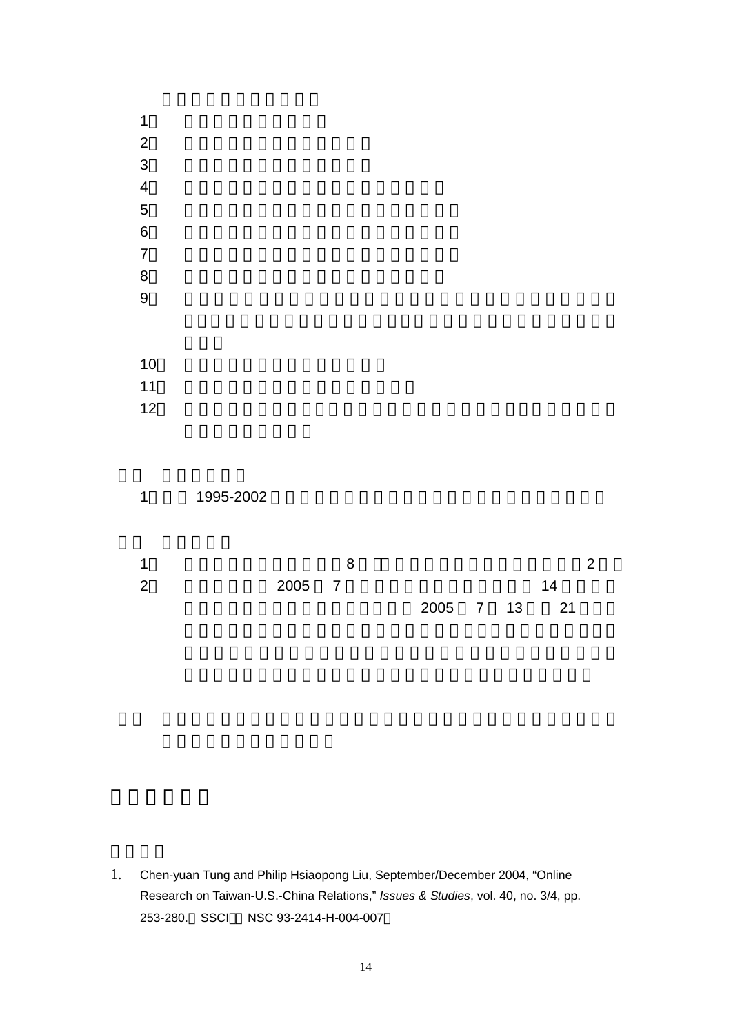1

2

3

4

5

6

7

8

9

10

11

12

1 1995-2002

1 8 2

2 2005 7 14 2005 7 13 21

1. Chen-yuan Tung and Philip Hsiaopong Liu, September/December 2004, "Online Research on Taiwan-U.S.-China Relations," *Issues & Studies*, vol. 40, no. 3/4, pp. 253-280. SSCI NSC 93-2414-H-004-007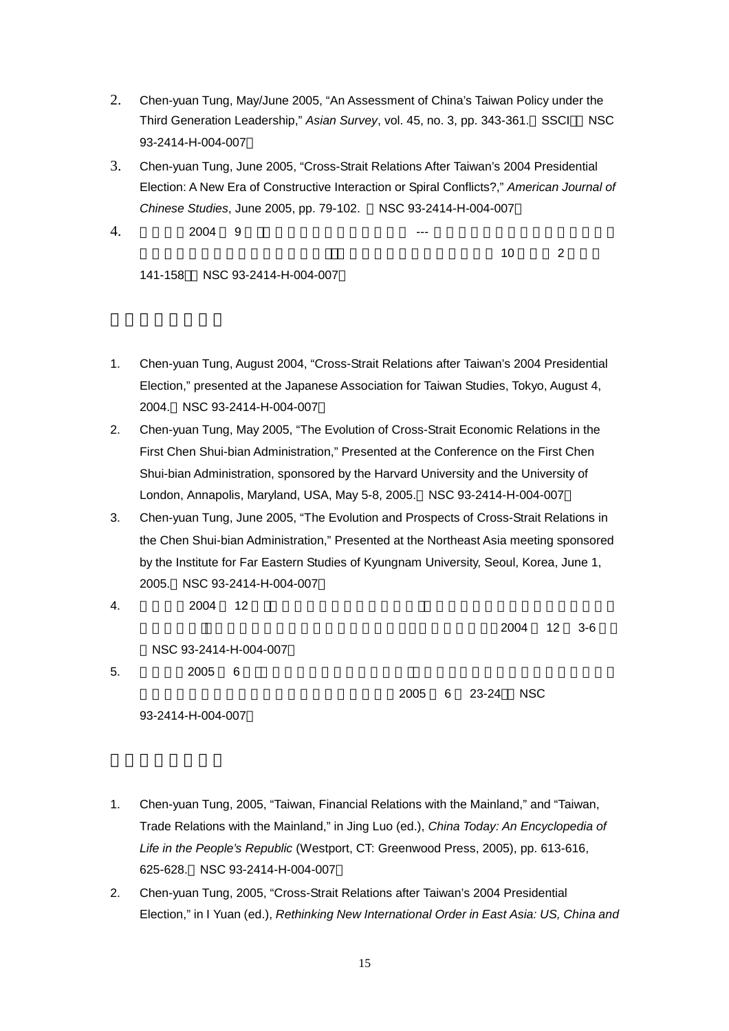2. Chen-yuan Tung, May/June 2005, “An Assessment of China’s Taiwan Policy under the Third Generation Leadership,” *Asian Survey*, vol. 45, no. 3, pp. 343-361. SSCI NSC 93-2414-H-004-007
3. Chen-yuan Tung, June 2005, “Cross-Strait Relations After Taiwan’s 2004 Presidential Election: A New Era of Constructive Interaction or Spiral Conflicts?,” *American Journal of Chinese Studies*, June 2005, pp. 79-102. NSC 93-2414-H-004-007
4. 2004 9 --- 10 2 141-158 NSC 93-2414-H-004-007

1. Chen-yuan Tung, August 2004, “Cross-Strait Relations after Taiwan’s 2004 Presidential Election,” presented at the Japanese Association for Taiwan Studies, Tokyo, August 4, 2004. NSC 93-2414-H-004-007
2. Chen-yuan Tung, May 2005, “The Evolution of Cross-Strait Economic Relations in the First Chen Shui-bian Administration,” Presented at the Conference on the First Chen Shui-bian Administration, sponsored by the Harvard University and the University of London, Annapolis, Maryland, USA, May 5-8, 2005. NSC 93-2414-H-004-007
3. Chen-yuan Tung, June 2005, “The Evolution and Prospects of Cross-Strait Relations in the Chen Shui-bian Administration,” Presented at the Northeast Asia meeting sponsored by the Institute for Far Eastern Studies of Kyungnam University, Seoul, Korea, June 1, 2005. NSC 93-2414-H-004-007
4. 2004 12 2004 12 3-6 NSC 93-2414-H-004-007
5. 2005 6 2005 6 23-24 NSC 93-2414-H-004-007

1. Chen-yuan Tung, 2005, “Taiwan, Financial Relations with the Mainland,” and “Taiwan, Trade Relations with the Mainland,” in Jing Luo (ed.), *China Today: An Encyclopedia of Life in the People’s Republic* (Westport, CT: Greenwood Press, 2005), pp. 613-616, 625-628. NSC 93-2414-H-004-007
2. Chen-yuan Tung, 2005, “Cross-Strait Relations after Taiwan’s 2004 Presidential Election,” in I Yuan (ed.), *Rethinking New International Order in East Asia: US, China and*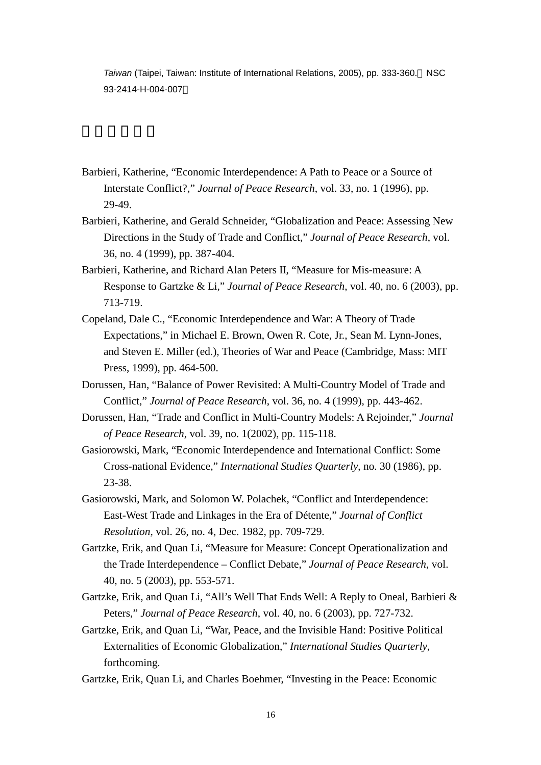*Taiwan* (Taipei, Taiwan: Institute of International Relations, 2005), pp. 333-360.（NSC 93-2414-H-004-007）

## □□□□□

Barbieri, Katherine, "Economic Interdependence: A Path to Peace or a Source of Interstate Conflict?," *Journal of Peace Research*, vol. 33, no. 1 (1996), pp. 29-49.

Barbieri, Katherine, and Gerald Schneider, "Globalization and Peace: Assessing New Directions in the Study of Trade and Conflict," *Journal of Peace Research*, vol. 36, no. 4 (1999), pp. 387-404.

Barbieri, Katherine, and Richard Alan Peters II, "Measure for Mis-measure: A Response to Gartzke & Li," *Journal of Peace Research*, vol. 40, no. 6 (2003), pp. 713-719.

Copeland, Dale C., "Economic Interdependence and War: A Theory of Trade Expectations," in Michael E. Brown, Owen R. Cote, Jr., Sean M. Lynn-Jones, and Steven E. Miller (ed.), Theories of War and Peace (Cambridge, Mass: MIT Press, 1999), pp. 464-500.

Dorussen, Han, "Balance of Power Revisited: A Multi-Country Model of Trade and Conflict," *Journal of Peace Research*, vol. 36, no. 4 (1999), pp. 443-462.

Dorussen, Han, "Trade and Conflict in Multi-Country Models: A Rejoinder," *Journal of Peace Research*, vol. 39, no. 1(2002), pp. 115-118.

Gasiorowski, Mark, "Economic Interdependence and International Conflict: Some Cross-national Evidence," *International Studies Quarterly*, no. 30 (1986), pp. 23-38.

Gasiorowski, Mark, and Solomon W. Polachek, "Conflict and Interdependence: East-West Trade and Linkages in the Era of Détente," *Journal of Conflict Resolution*, vol. 26, no. 4, Dec. 1982, pp. 709-729.

Gartzke, Erik, and Quan Li, "Measure for Measure: Concept Operationalization and the Trade Interdependence – Conflict Debate," *Journal of Peace Research*, vol. 40, no. 5 (2003), pp. 553-571.

Gartzke, Erik, and Quan Li, "All's Well That Ends Well: A Reply to Oneal, Barbieri & Peters," *Journal of Peace Research*, vol. 40, no. 6 (2003), pp. 727-732.

Gartzke, Erik, and Quan Li, "War, Peace, and the Invisible Hand: Positive Political Externalities of Economic Globalization," *International Studies Quarterly*, forthcoming.

Gartzke, Erik, Quan Li, and Charles Boehmer, "Investing in the Peace: Economic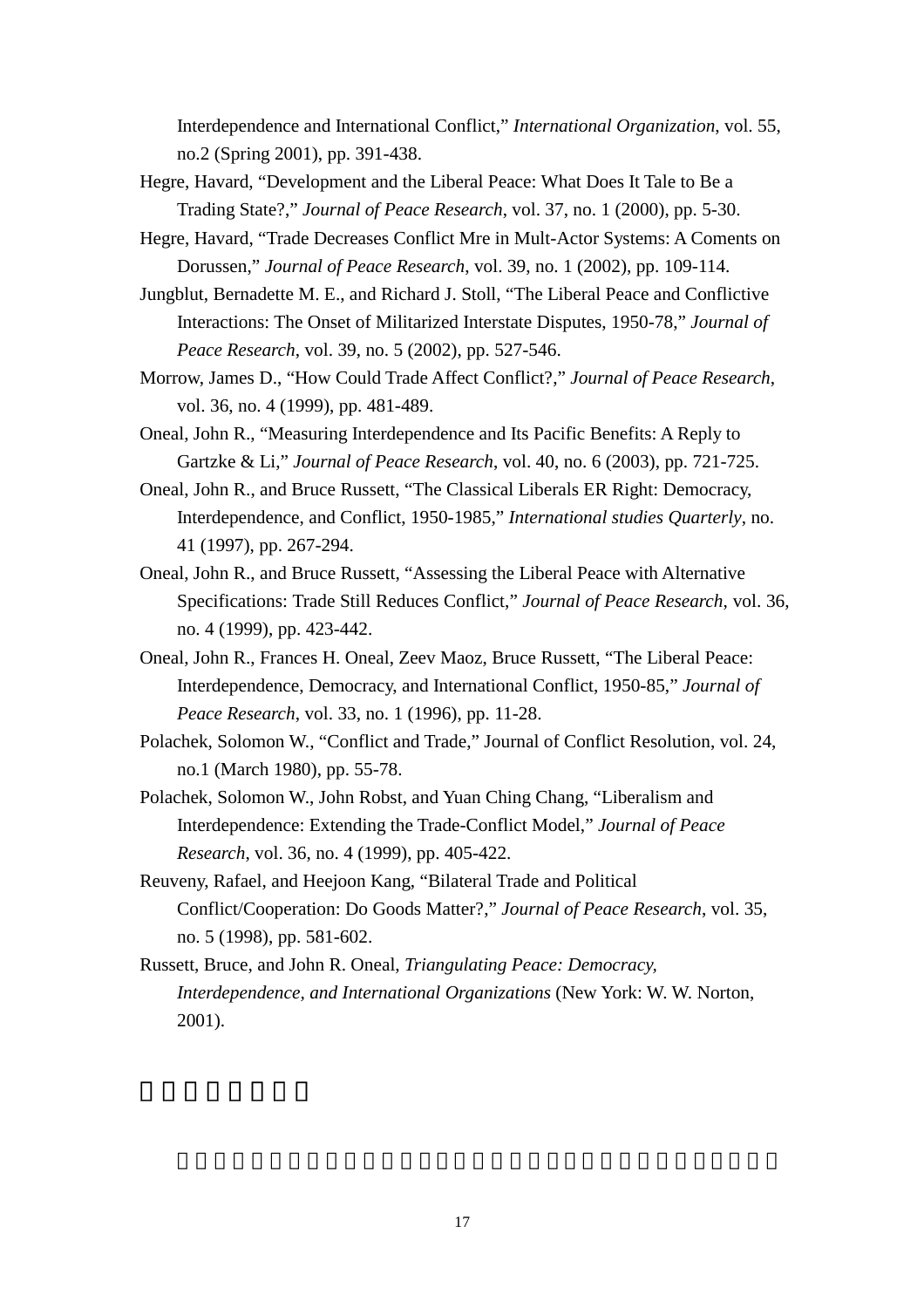Interdependence and International Conflict," *International Organization*, vol. 55, no.2 (Spring 2001), pp. 391-438.

Hegre, Havard, "Development and the Liberal Peace: What Does It Tale to Be a Trading State?," *Journal of Peace Research*, vol. 37, no. 1 (2000), pp. 5-30.

Hegre, Havard, "Trade Decreases Conflict Mre in Mult-Actor Systems: A Coments on Dorussen," *Journal of Peace Research*, vol. 39, no. 1 (2002), pp. 109-114.

Jungblut, Bernadette M. E., and Richard J. Stoll, "The Liberal Peace and Conflictive Interactions: The Onset of Militarized Interstate Disputes, 1950-78," *Journal of Peace Research*, vol. 39, no. 5 (2002), pp. 527-546.

Morrow, James D., "How Could Trade Affect Conflict?," *Journal of Peace Research*, vol. 36, no. 4 (1999), pp. 481-489.

Oneal, John R., "Measuring Interdependence and Its Pacific Benefits: A Reply to Gartzke & Li," *Journal of Peace Research*, vol. 40, no. 6 (2003), pp. 721-725.

Oneal, John R., and Bruce Russett, "The Classical Liberals ER Right: Democracy, Interdependence, and Conflict, 1950-1985," *International studies Quarterly*, no. 41 (1997), pp. 267-294.

Oneal, John R., and Bruce Russett, "Assessing the Liberal Peace with Alternative Specifications: Trade Still Reduces Conflict," *Journal of Peace Research*, vol. 36, no. 4 (1999), pp. 423-442.

Oneal, John R., Frances H. Oneal, Zeev Maoz, Bruce Russett, "The Liberal Peace: Interdependence, Democracy, and International Conflict, 1950-85," *Journal of Peace Research*, vol. 33, no. 1 (1996), pp. 11-28.

Polachek, Solomon W., "Conflict and Trade," Journal of Conflict Resolution, vol. 24, no.1 (March 1980), pp. 55-78.

Polachek, Solomon W., John Robst, and Yuan Ching Chang, "Liberalism and Interdependence: Extending the Trade-Conflict Model," *Journal of Peace Research*, vol. 36, no. 4 (1999), pp. 405-422.

Reuveny, Rafael, and Heejoon Kang, "Bilateral Trade and Political Conflict/Cooperation: Do Goods Matter?," *Journal of Peace Research*, vol. 35, no. 5 (1998), pp. 581-602.

Russett, Bruce, and John R. Oneal, *Triangulating Peace: Democracy, Interdependence, and International Organizations* (New York: W. W. Norton, 2001).